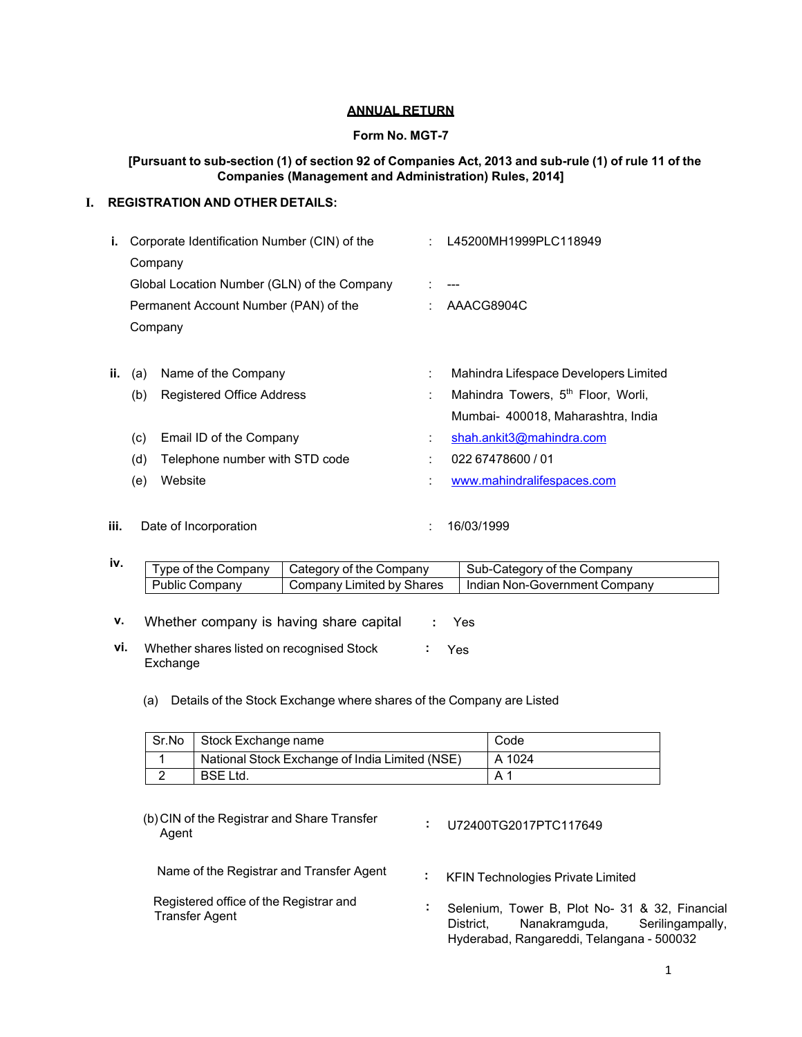# ANNUAL RETURN

## Form No. MGT-7

**[Pursuant to sub-section (1) of section 92 of Companies Act, 2013 and sub-rule (1) of rule 11 of the Companies (Management and Administration) Rules, 2014]**

## I. REGISTRATION AND OTHER DETAILS:

**i.** Corporate Identification Number (CIN) of the Company : L45200MH1999PLC118949

Global Location Number (GLN) of the Company : ---

Permanent Account Number (PAN) of the Company : AACG8904C

**ii.**
(a) Name of the Company : Mahindra Lifespace Developers Limited

(b) Registered Office Address : Mahindra Towers, 5th Floor, Worli, Mumbai- 400018, Maharashtra, India

(c) Email ID of the Company : shah.ankit3@mahindra.com

(d) Telephone number with STD code : 022 67478600 / 01

(e) Website : www.mahindralifespaces.com

**iii.** Date of Incorporation : 16/03/1999

**iv.**

| Type of the Company | Category of the Company | Sub-Category of the Company |
|---|---|---|
| Public Company | Company Limited by Shares | Indian Non-Government Company |

**v.** Whether company is having share capital : Yes

**vi.** Whether shares listed on recognised Stock Exchange : Yes

(a) Details of the Stock Exchange where shares of the Company are Listed

| Sr.No | Stock Exchange name | Code |
|---|---|---|
| 1 | National Stock Exchange of India Limited (NSE) | A 1024 |
| 2 | BSE Ltd. | A 1 |

(b) CIN of the Registrar and Share Transfer Agent : U72400TG2017PTC117649

Name of the Registrar and Transfer Agent : KFIN Technologies Private Limited

Registered office of the Registrar and Transfer Agent : Selenium, Tower B, Plot No- 31 & 32, Financial District, Nanakramguda, Serilingampally, Hyderabad, Rangareddi, Telangana - 500032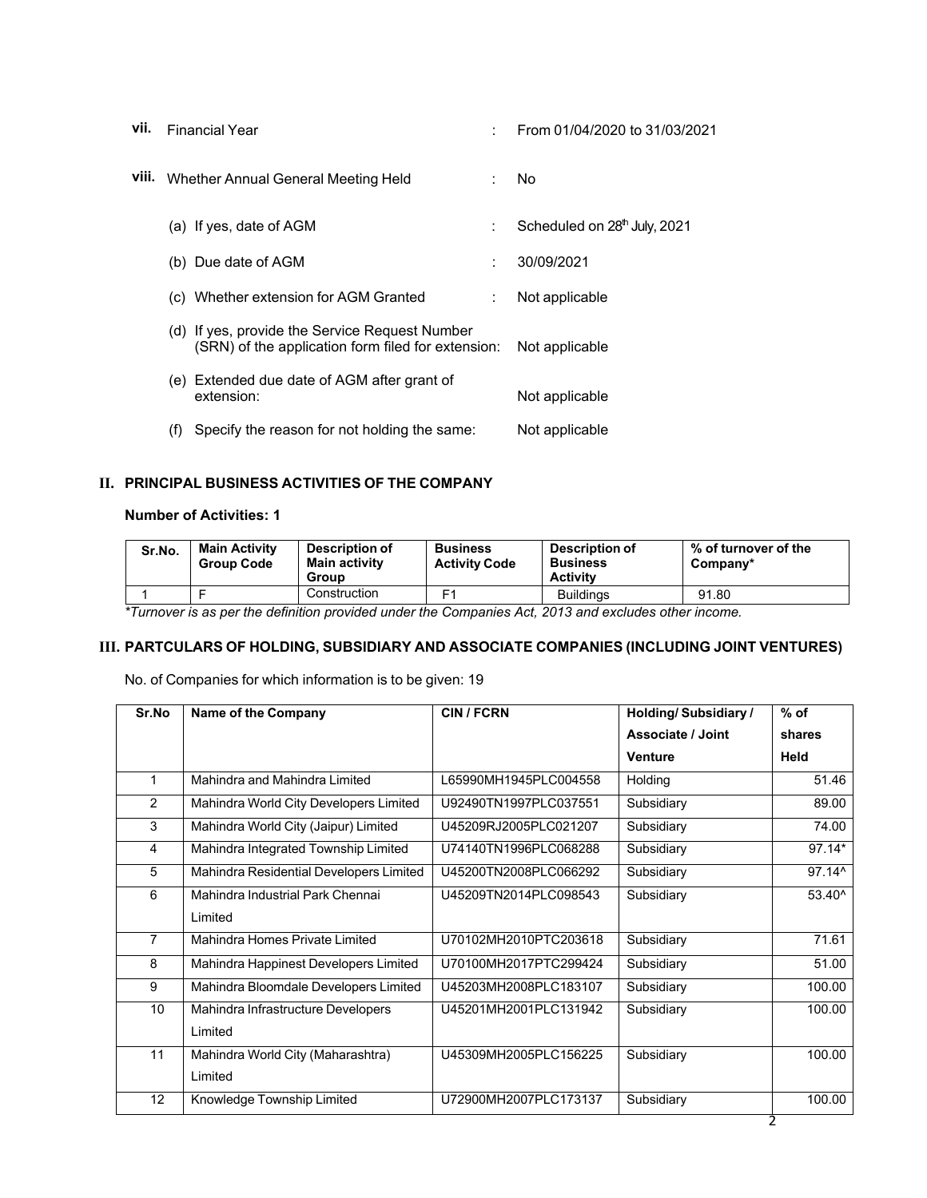vii. Financial Year : From 01/04/2020 to 31/03/2021

viii. Whether Annual General Meeting Held : No

(a) If yes, date of AGM : Scheduled on 28th July, 2021

(b) Due date of AGM : 30/09/2021

(c) Whether extension for AGM Granted : Not applicable

(d) If yes, provide the Service Request Number (SRN) of the application form filed for extension: Not applicable

(e) Extended due date of AGM after grant of extension: Not applicable

(f) Specify the reason for not holding the same: Not applicable

## II. PRINCIPAL BUSINESS ACTIVITIES OF THE COMPANY

**Number of Activities: 1**

| Sr.No. | Main Activity Group Code | Description of Main activity Group | Business Activity Code | Description of Business Activity | % of turnover of the Company* |
|---|---|---|---|---|---|
| 1 | F | Construction | F1 | Buildings | 91.80 |

*\*Turnover is as per the definition provided under the Companies Act, 2013 and excludes other income.*

## III. PARTCULARS OF HOLDING, SUBSIDIARY AND ASSOCIATE COMPANIES (INCLUDING JOINT VENTURES)

No. of Companies for which information is to be given: 19

| Sr.No | Name of the Company | CIN / FCRN | Holding/ Subsidiary / Associate / Joint Venture | % of shares Held |
|---|---|---|---|---|
| 1 | Mahindra and Mahindra Limited | L65990MH1945PLC004558 | Holding | 51.46 |
| 2 | Mahindra World City Developers Limited | U92490TN1997PLC037551 | Subsidiary | 89.00 |
| 3 | Mahindra World City (Jaipur) Limited | U45209RJ2005PLC021207 | Subsidiary | 74.00 |
| 4 | Mahindra Integrated Township Limited | U74140TN1996PLC068288 | Subsidiary | 97.14* |
| 5 | Mahindra Residential Developers Limited | U45200TN2008PLC066292 | Subsidiary | 97.14^ |
| 6 | Mahindra Industrial Park Chennai Limited | U45209TN2014PLC098543 | Subsidiary | 53.40^ |
| 7 | Mahindra Homes Private Limited | U70102MH2010PTC203618 | Subsidiary | 71.61 |
| 8 | Mahindra Happinest Developers Limited | U70100MH2017PTC299424 | Subsidiary | 51.00 |
| 9 | Mahindra Bloomdale Developers Limited | U45203MH2008PLC183107 | Subsidiary | 100.00 |
| 10 | Mahindra Infrastructure Developers Limited | U45201MH2001PLC131942 | Subsidiary | 100.00 |
| 11 | Mahindra World City (Maharashtra) Limited | U45309MH2005PLC156225 | Subsidiary | 100.00 |
| 12 | Knowledge Township Limited | U72900MH2007PLC173137 | Subsidiary | 100.00 |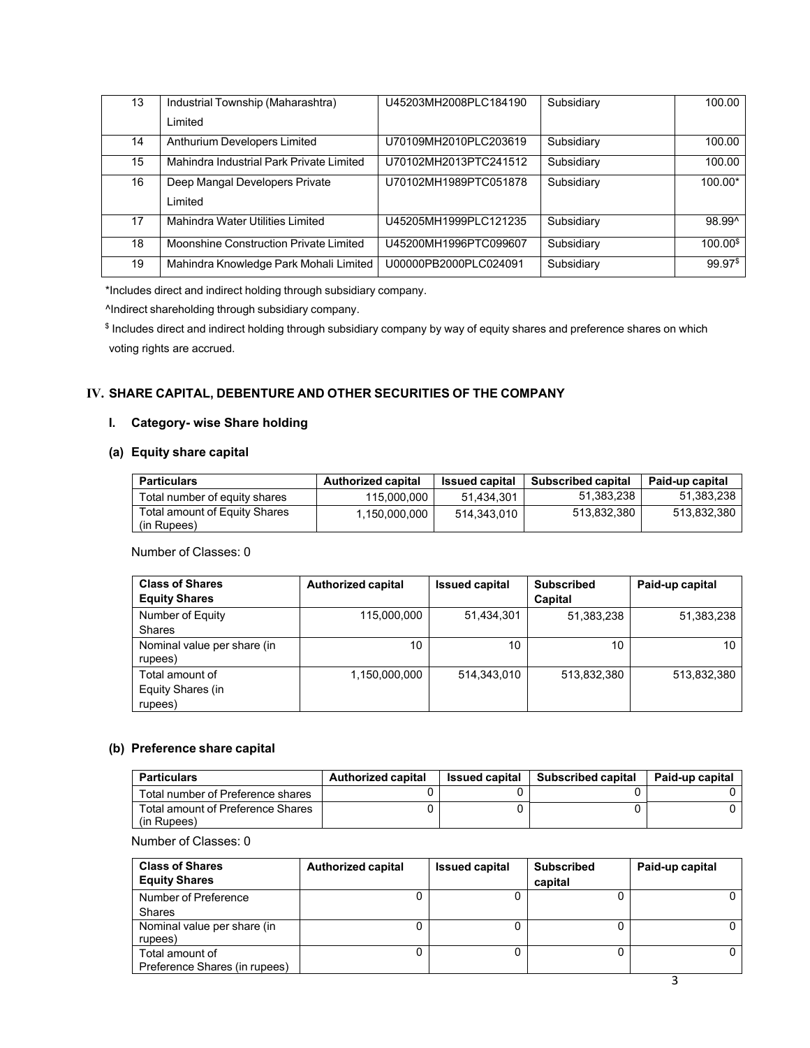| 13 | Industrial Township (Maharashtra) Limited | U45203MH2008PLC184190 | Subsidiary | 100.00 |
|---|---|---|---|---|
| 14 | Anthurium Developers Limited | U70109MH2010PLC203619 | Subsidiary | 100.00 |
| 15 | Mahindra Industrial Park Private Limited | U70102MH2013PTC241512 | Subsidiary | 100.00 |
| 16 | Deep Mangal Developers Private Limited | U70102MH1989PTC051878 | Subsidiary | 100.00* |
| 17 | Mahindra Water Utilities Limited | U45205MH1999PLC121235 | Subsidiary | 98.99^ |
| 18 | Moonshine Construction Private Limited | U45200MH1996PTC099607 | Subsidiary | 100.00$ |
| 19 | Mahindra Knowledge Park Mohali Limited | U00000PB2000PLC024091 | Subsidiary | 99.97$ |

*Includes direct and indirect holding through subsidiary company.

^Indirect shareholding through subsidiary company.

$ Includes direct and indirect holding through subsidiary company by way of equity shares and preference shares on which voting rights are accrued.

## IV. SHARE CAPITAL, DEBENTURE AND OTHER SECURITIES OF THE COMPANY

### I. Category- wise Share holding

#### (a) Equity share capital

| Particulars | Authorized capital | Issued capital | Subscribed capital | Paid-up capital |
|---|---|---|---|---|
| Total number of equity shares | 115,000,000 | 51,434,301 | 51,383,238 | 51,383,238 |
| Total amount of Equity Shares (in Rupees) | 1,150,000,000 | 514,343,010 | 513,832,380 | 513,832,380 |

Number of Classes: 0

| Class of Shares Equity Shares | Authorized capital | Issued capital | Subscribed Capital | Paid-up capital |
|---|---|---|---|---|
| Number of Equity Shares | 115,000,000 | 51,434,301 | 51,383,238 | 51,383,238 |
| Nominal value per share (in rupees) | 10 | 10 | 10 | 10 |
| Total amount of Equity Shares (in rupees) | 1,150,000,000 | 514,343,010 | 513,832,380 | 513,832,380 |

#### (b) Preference share capital

| Particulars | Authorized capital | Issued capital | Subscribed capital | Paid-up capital |
|---|---|---|---|---|
| Total number of Preference shares | 0 | 0 | 0 | 0 |
| Total amount of Preference Shares (in Rupees) | 0 | 0 | 0 | 0 |

Number of Classes: 0

| Class of Shares Equity Shares | Authorized capital | Issued capital | Subscribed capital | Paid-up capital |
|---|---|---|---|---|
| Number of Preference Shares | 0 | 0 | 0 | 0 |
| Nominal value per share (in rupees) | 0 | 0 | 0 | 0 |
| Total amount of Preference Shares (in rupees) | 0 | 0 | 0 | 0 |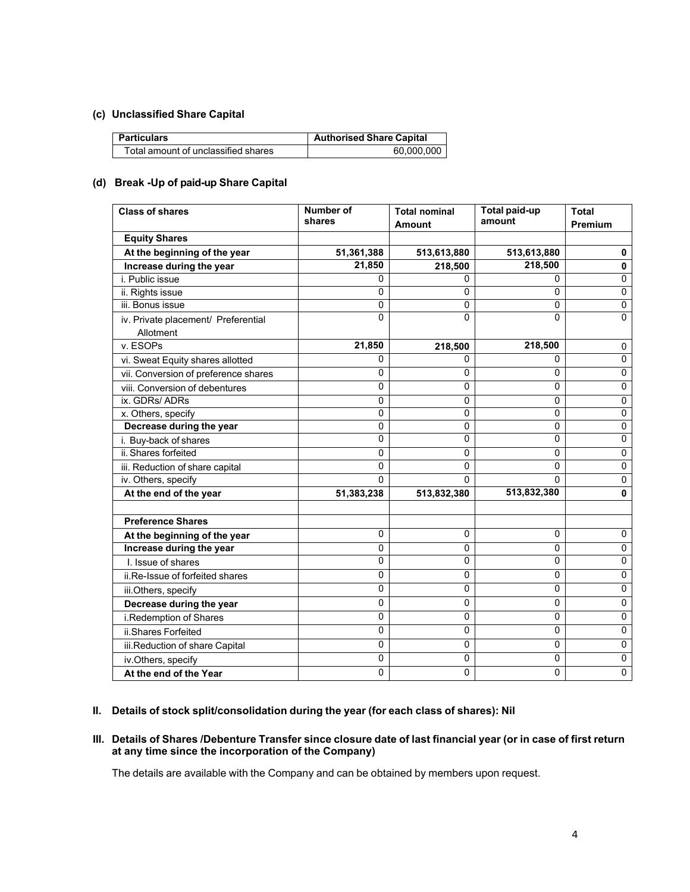### (c) Unclassified Share Capital

| Particulars | Authorised Share Capital |
|---|---|
| Total amount of unclassified shares | 60,000,000 |

### (d) Break -Up of paid-up Share Capital

| Class of shares | Number of shares | Total nominal Amount | Total paid-up amount | Total Premium |
|---|---|---|---|---|
| **Equity Shares** | | | | |
| **At the beginning of the year** | **51,361,388** | **513,613,880** | **513,613,880** | **0** |
| **Increase during the year** | **21,850** | **218,500** | **218,500** | **0** |
| i. Public issue | 0 | 0 | 0 | 0 |
| ii. Rights issue | 0 | 0 | 0 | 0 |
| iii. Bonus issue | 0 | 0 | 0 | 0 |
| iv. Private placement/ Preferential Allotment | 0 | 0 | 0 | 0 |
| v. ESOPs | **21,850** | **218,500** | **218,500** | 0 |
| vi. Sweat Equity shares allotted | 0 | 0 | 0 | 0 |
| vii. Conversion of preference shares | 0 | 0 | 0 | 0 |
| viii. Conversion of debentures | 0 | 0 | 0 | 0 |
| ix. GDRs/ ADRs | 0 | 0 | 0 | 0 |
| x. Others, specify | 0 | 0 | 0 | 0 |
| **Decrease during the year** | 0 | 0 | 0 | 0 |
| i. Buy-back of shares | 0 | 0 | 0 | 0 |
| ii. Shares forfeited | 0 | 0 | 0 | 0 |
| iii. Reduction of share capital | 0 | 0 | 0 | 0 |
| iv. Others, specify | 0 | 0 | 0 | 0 |
| **At the end of the year** | **51,383,238** | **513,832,380** | **513,832,380** | **0** |
| | | | | |
| **Preference Shares** | | | | |
| **At the beginning of the year** | 0 | 0 | 0 | 0 |
| **Increase during the year** | 0 | 0 | 0 | 0 |
| I. Issue of shares | 0 | 0 | 0 | 0 |
| ii.Re-Issue of forfeited shares | 0 | 0 | 0 | 0 |
| iii.Others, specify | 0 | 0 | 0 | 0 |
| **Decrease during the year** | 0 | 0 | 0 | 0 |
| i.Redemption of Shares | 0 | 0 | 0 | 0 |
| ii.Shares Forfeited | 0 | 0 | 0 | 0 |
| iii.Reduction of share Capital | 0 | 0 | 0 | 0 |
| iv.Others, specify | 0 | 0 | 0 | 0 |
| **At the end of the Year** | 0 | 0 | 0 | 0 |

## II. Details of stock split/consolidation during the year (for each class of shares): Nil

## III. Details of Shares /Debenture Transfer since closure date of last financial year (or in case of first return at any time since the incorporation of the Company)

The details are available with the Company and can be obtained by members upon request.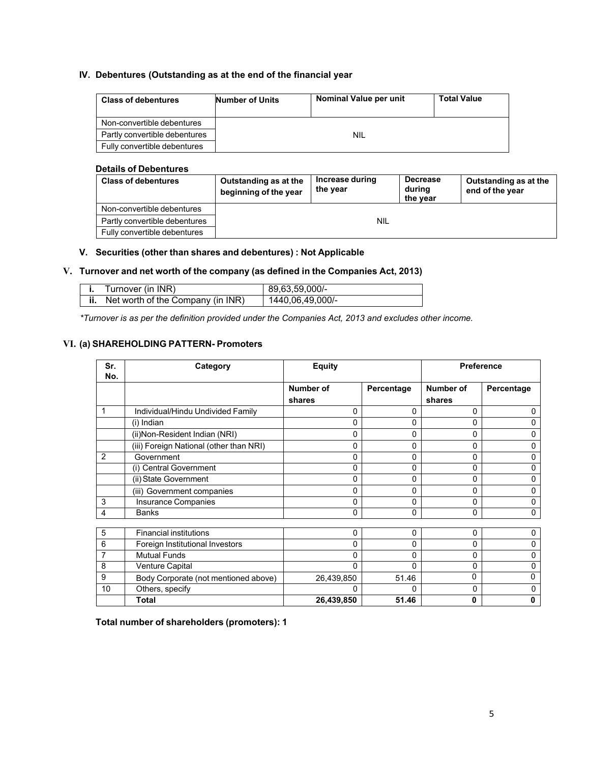### IV. Debentures (Outstanding as at the end of the financial year

| Class of debentures | Number of Units | Nominal Value per unit | Total Value |
|---|---|---|---|
| Non-convertible debentures | NIL | | |
| Partly convertible debentures | | | |
| Fully convertible debentures | | | |

**Details of Debentures**

| Class of debentures | Outstanding as at the beginning of the year | Increase during the year | Decrease during the year | Outstanding as at the end of the year |
|---|---|---|---|---|
| Non-convertible debentures | NIL | | | |
| Partly convertible debentures | | | | |
| Fully convertible debentures | | | | |

### V. Securities (other than shares and debentures) : Not Applicable

### V. Turnover and net worth of the company (as defined in the Companies Act, 2013)

| | |
|---|---|
| **i.** Turnover (in INR) | 89,63,59,000/- |
| **ii.** Net worth of the Company (in INR) | 1440,06,49,000/- |

*\*Turnover is as per the definition provided under the Companies Act, 2013 and excludes other income.*

### VI. (a) SHAREHOLDING PATTERN- Promoters

| Sr. No. | Category | Equity | | Preference | |
|---|---|---|---|---|---|
| | | Number of shares | Percentage | Number of shares | Percentage |
| 1 | Individual/Hindu Undivided Family | 0 | 0 | 0 | 0 |
| | (i) Indian | 0 | 0 | 0 | 0 |
| | (ii)Non-Resident Indian (NRI) | 0 | 0 | 0 | 0 |
| | (iii) Foreign National (other than NRI) | 0 | 0 | 0 | 0 |
| 2 | Government | 0 | 0 | 0 | 0 |
| | (i) Central Government | 0 | 0 | 0 | 0 |
| | (ii) State Government | 0 | 0 | 0 | 0 |
| | (iii) Government companies | 0 | 0 | 0 | 0 |
| 3 | Insurance Companies | 0 | 0 | 0 | 0 |
| 4 | Banks | 0 | 0 | 0 | 0 |
| 5 | Financial institutions | 0 | 0 | 0 | 0 |
| 6 | Foreign Institutional Investors | 0 | 0 | 0 | 0 |
| 7 | Mutual Funds | 0 | 0 | 0 | 0 |
| 8 | Venture Capital | 0 | 0 | 0 | 0 |
| 9 | Body Corporate (not mentioned above) | 26,439,850 | 51.46 | 0 | 0 |
| 10 | Others, specify | 0 | 0 | 0 | 0 |
| | **Total** | **26,439,850** | **51.46** | **0** | **0** |

**Total number of shareholders (promoters): 1**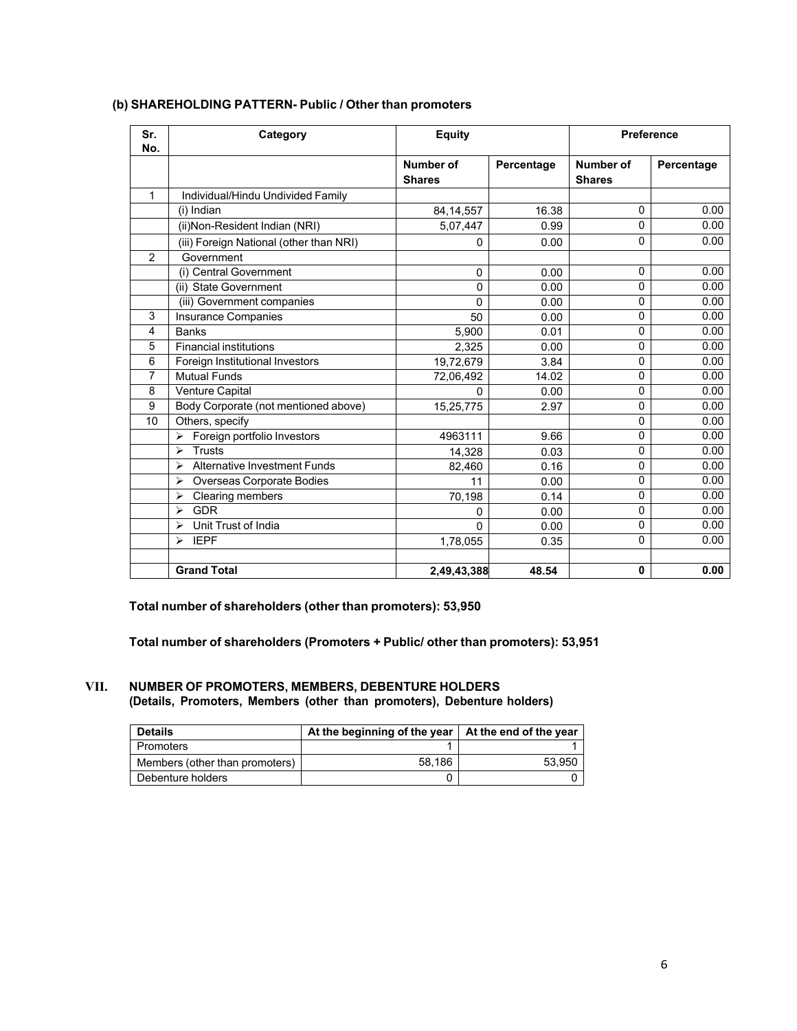### (b) SHAREHOLDING PATTERN- Public / Other than promoters

| Sr. No. | Category | Equity | | Preference | |
|---|---|---|---|---|---|
| | | Number of Shares | Percentage | Number of Shares | Percentage |
| 1 | Individual/Hindu Undivided Family | | | | |
| | (i) Indian | 84,14,557 | 16.38 | 0 | 0.00 |
| | (ii)Non-Resident Indian (NRI) | 5,07,447 | 0.99 | 0 | 0.00 |
| | (iii) Foreign National (other than NRI) | 0 | 0.00 | 0 | 0.00 |
| 2 | Government | | | | |
| | (i) Central Government | 0 | 0.00 | 0 | 0.00 |
| | (ii) State Government | 0 | 0.00 | 0 | 0.00 |
| | (iii) Government companies | 0 | 0.00 | 0 | 0.00 |
| 3 | Insurance Companies | 50 | 0.00 | 0 | 0.00 |
| 4 | Banks | 5,900 | 0.01 | 0 | 0.00 |
| 5 | Financial institutions | 2,325 | 0.00 | 0 | 0.00 |
| 6 | Foreign Institutional Investors | 19,72,679 | 3.84 | 0 | 0.00 |
| 7 | Mutual Funds | 72,06,492 | 14.02 | 0 | 0.00 |
| 8 | Venture Capital | 0 | 0.00 | 0 | 0.00 |
| 9 | Body Corporate (not mentioned above) | 15,25,775 | 2.97 | 0 | 0.00 |
| 10 | Others, specify | | | 0 | 0.00 |
| | ➢ Foreign portfolio Investors | 4963111 | 9.66 | 0 | 0.00 |
| | ➢ Trusts | 14,328 | 0.03 | 0 | 0.00 |
| | ➢ Alternative Investment Funds | 82,460 | 0.16 | 0 | 0.00 |
| | ➢ Overseas Corporate Bodies | 11 | 0.00 | 0 | 0.00 |
| | ➢ Clearing members | 70,198 | 0.14 | 0 | 0.00 |
| | ➢ GDR | 0 | 0.00 | 0 | 0.00 |
| | ➢ Unit Trust of India | 0 | 0.00 | 0 | 0.00 |
| | ➢ IEPF | 1,78,055 | 0.35 | 0 | 0.00 |
| | | | | | |
| | **Grand Total** | **2,49,43,388** | **48.54** | **0** | **0.00** |

**Total number of shareholders (other than promoters): 53,950**

**Total number of shareholders (Promoters + Public/ other than promoters): 53,951**

## VII. NUMBER OF PROMOTERS, MEMBERS, DEBENTURE HOLDERS

**(Details, Promoters, Members (other than promoters), Debenture holders)**

| Details | At the beginning of the year | At the end of the year |
|---|---|---|
| Promoters | 1 | 1 |
| Members (other than promoters) | 58,186 | 53,950 |
| Debenture holders | 0 | 0 |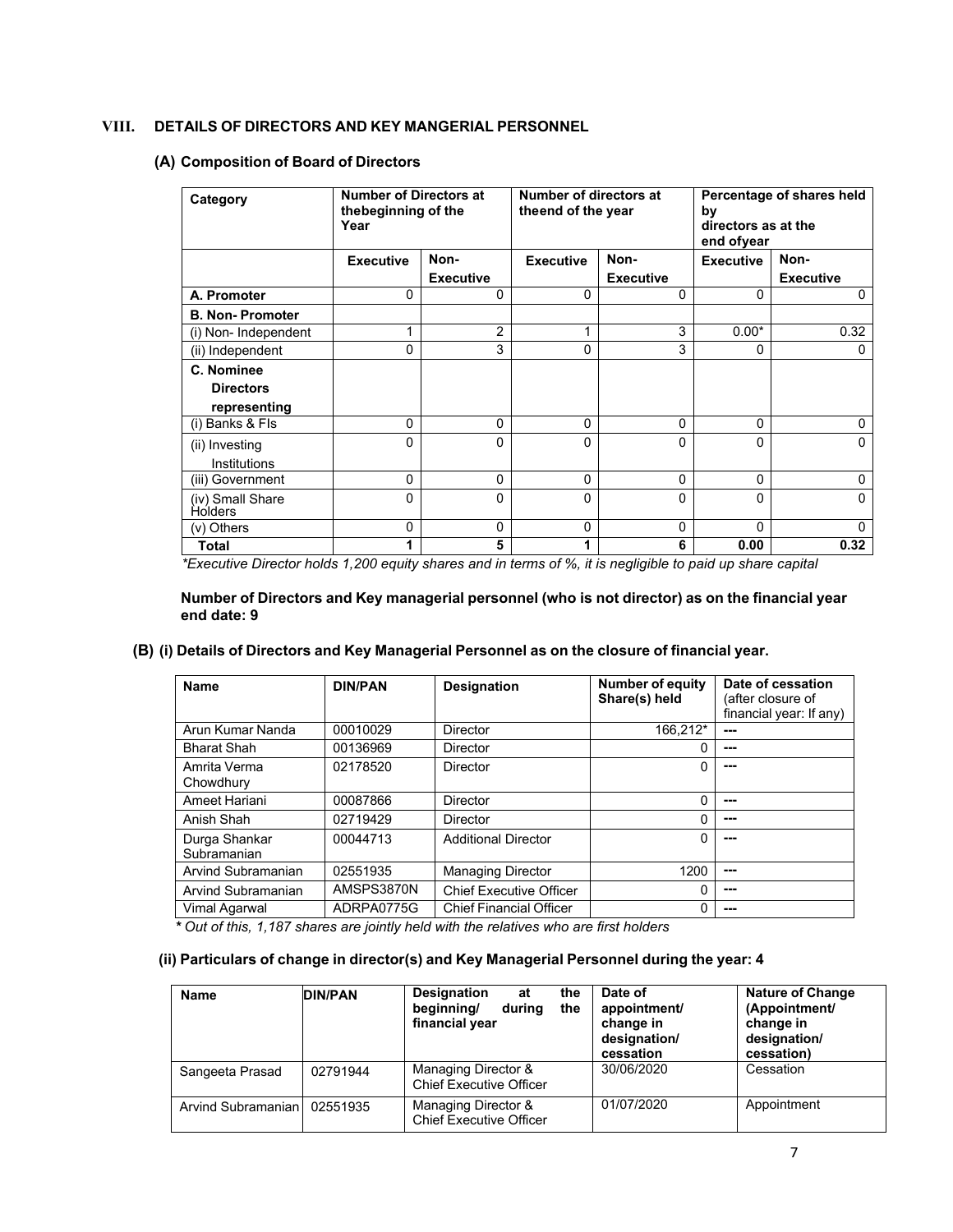## VIII. DETAILS OF DIRECTORS AND KEY MANGERIAL PERSONNEL

### (A) Composition of Board of Directors

| Category | Number of Directors at thebeginning of the Year | | Number of directors at theend of the year | | Percentage of shares held by directors as at the end ofyear | |
|---|---|---|---|---|---|---|
| | Executive | Non-Executive | Executive | Non-Executive | Executive | Non-Executive |
| **A. Promoter** | 0 | 0 | 0 | 0 | 0 | 0 |
| **B. Non- Promoter** | | | | | | |
| (i) Non- Independent | 1 | 2 | 1 | 3 | 0.00* | 0.32 |
| (ii) Independent | 0 | 3 | 0 | 3 | 0 | 0 |
| **C. Nominee Directors representing** | | | | | | |
| (i) Banks & FIs | 0 | 0 | 0 | 0 | 0 | 0 |
| (ii) Investing Institutions | 0 | 0 | 0 | 0 | 0 | 0 |
| (iii) Government | 0 | 0 | 0 | 0 | 0 | 0 |
| (iv) Small Share Holders | 0 | 0 | 0 | 0 | 0 | 0 |
| (v) Others | 0 | 0 | 0 | 0 | 0 | 0 |
| **Total** | **1** | **5** | **1** | **6** | **0.00** | **0.32** |

*\*Executive Director holds 1,200 equity shares and in terms of %, it is negligible to paid up share capital*

**Number of Directors and Key managerial personnel (who is not director) as on the financial year end date: 9**

### (B) (i) Details of Directors and Key Managerial Personnel as on the closure of financial year.

| Name | DIN/PAN | Designation | Number of equity Share(s) held | Date of cessation (after closure of financial year: If any) |
|---|---|---|---|---|
| Arun Kumar Nanda | 00010029 | Director | 166,212* | --- |
| Bharat Shah | 00136969 | Director | 0 | --- |
| Amrita Verma Chowdhury | 02178520 | Director | 0 | --- |
| Ameet Hariani | 00087866 | Director | 0 | --- |
| Anish Shah | 02719429 | Director | 0 | --- |
| Durga Shankar Subramanian | 00044713 | Additional Director | 0 | --- |
| Arvind Subramanian | 02551935 | Managing Director | 1200 | --- |
| Arvind Subramanian | AMSPS3870N | Chief Executive Officer | 0 | --- |
| Vimal Agarwal | ADRPA0775G | Chief Financial Officer | 0 | --- |

*\* Out of this, 1,187 shares are jointly held with the relatives who are first holders*

#### (ii) Particulars of change in director(s) and Key Managerial Personnel during the year: 4

| Name | DIN/PAN | Designation at the beginning/ during the financial year | Date of appointment/ change in designation/ cessation | Nature of Change (Appointment/ change in designation/ cessation) |
|---|---|---|---|---|
| Sangeeta Prasad | 02791944 | Managing Director & Chief Executive Officer | 30/06/2020 | Cessation |
| Arvind Subramanian | 02551935 | Managing Director & Chief Executive Officer | 01/07/2020 | Appointment |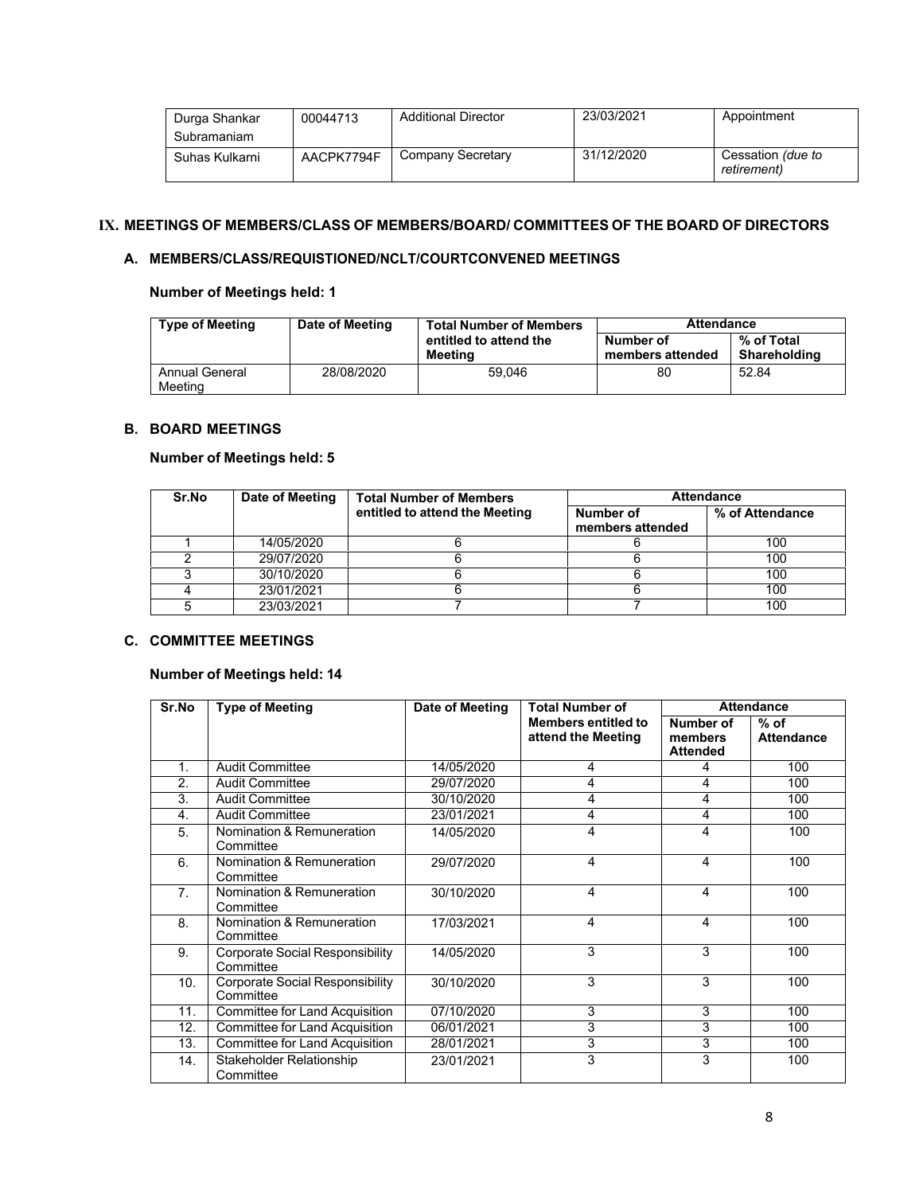| Durga Shankar Subramaniam | 00044713 | Additional Director | 23/03/2021 | Appointment |
|---|---|---|---|---|
| Suhas Kulkarni | AACPK7794F | Company Secretary | 31/12/2020 | Cessation *(due to retirement)* |

## IX. MEETINGS OF MEMBERS/CLASS OF MEMBERS/BOARD/ COMMITTEES OF THE BOARD OF DIRECTORS

### A. MEMBERS/CLASS/REQUISTIONED/NCLT/COURTCONVENED MEETINGS

**Number of Meetings held: 1**

| Type of Meeting | Date of Meeting | Total Number of Members entitled to attend the Meeting | Attendance | |
|---|---|---|---|---|
| | | | Number of members attended | % of Total Shareholding |
| Annual General Meeting | 28/08/2020 | 59,046 | 80 | 52.84 |

### B. BOARD MEETINGS

**Number of Meetings held: 5**

| Sr.No | Date of Meeting | Total Number of Members entitled to attend the Meeting | Attendance | |
|---|---|---|---|---|
| | | | Number of members attended | % of Attendance |
| 1 | 14/05/2020 | 6 | 6 | 100 |
| 2 | 29/07/2020 | 6 | 6 | 100 |
| 3 | 30/10/2020 | 6 | 6 | 100 |
| 4 | 23/01/2021 | 6 | 6 | 100 |
| 5 | 23/03/2021 | 7 | 7 | 100 |

### C. COMMITTEE MEETINGS

**Number of Meetings held: 14**

| Sr.No | Type of Meeting | Date of Meeting | Total Number of Members entitled to attend the Meeting | Attendance | |
|---|---|---|---|---|---|
| | | | | Number of members Attended | % of Attendance |
| 1. | Audit Committee | 14/05/2020 | 4 | 4 | 100 |
| 2. | Audit Committee | 29/07/2020 | 4 | 4 | 100 |
| 3. | Audit Committee | 30/10/2020 | 4 | 4 | 100 |
| 4. | Audit Committee | 23/01/2021 | 4 | 4 | 100 |
| 5. | Nomination & Remuneration Committee | 14/05/2020 | 4 | 4 | 100 |
| 6. | Nomination & Remuneration Committee | 29/07/2020 | 4 | 4 | 100 |
| 7. | Nomination & Remuneration Committee | 30/10/2020 | 4 | 4 | 100 |
| 8. | Nomination & Remuneration Committee | 17/03/2021 | 4 | 4 | 100 |
| 9. | Corporate Social Responsibility Committee | 14/05/2020 | 3 | 3 | 100 |
| 10. | Corporate Social Responsibility Committee | 30/10/2020 | 3 | 3 | 100 |
| 11. | Committee for Land Acquisition | 07/10/2020 | 3 | 3 | 100 |
| 12. | Committee for Land Acquisition | 06/01/2021 | 3 | 3 | 100 |
| 13. | Committee for Land Acquisition | 28/01/2021 | 3 | 3 | 100 |
| 14. | Stakeholder Relationship Committee | 23/01/2021 | 3 | 3 | 100 |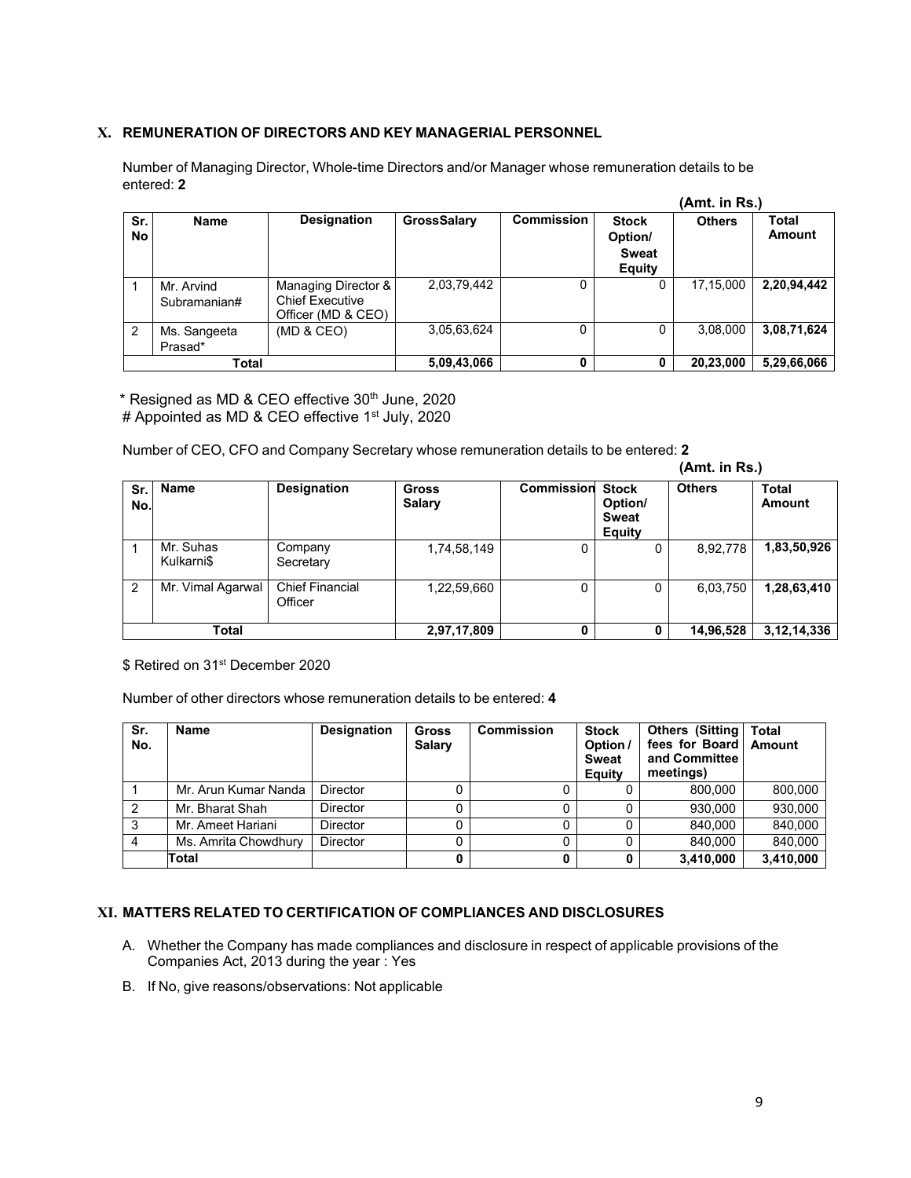## X. REMUNERATION OF DIRECTORS AND KEY MANAGERIAL PERSONNEL

Number of Managing Director, Whole-time Directors and/or Manager whose remuneration details to be entered: **2**

**(Amt. in Rs.)**

| Sr. No | Name | Designation | GrossSalary | Commission | Stock Option/ Sweat Equity | Others | Total Amount |
|---|---|---|---|---|---|---|---|
| 1 | Mr. Arvind Subramanian# | Managing Director & Chief Executive Officer (MD & CEO) | 2,03,79,442 | 0 | 0 | 17,15,000 | **2,20,94,442** |
| 2 | Ms. Sangeeta Prasad* | (MD & CEO) | 3,05,63,624 | 0 | 0 | 3,08,000 | **3,08,71,624** |
| | **Total** | | **5,09,43,066** | **0** | **0** | **20,23,000** | **5,29,66,066** |

\* Resigned as MD & CEO effective 30th June, 2020
# Appointed as MD & CEO effective 1st July, 2020

Number of CEO, CFO and Company Secretary whose remuneration details to be entered: **2**

**(Amt. in Rs.)**

| Sr. No. | Name | Designation | Gross Salary | Commission | Stock Option/ Sweat Equity | Others | Total Amount |
|---|---|---|---|---|---|---|---|
| 1 | Mr. Suhas Kulkarni$ | Company Secretary | 1,74,58,149 | 0 | 0 | 8,92,778 | **1,83,50,926** |
| 2 | Mr. Vimal Agarwal | Chief Financial Officer | 1,22,59,660 | 0 | 0 | 6,03,750 | **1,28,63,410** |
| | **Total** | | **2,97,17,809** | **0** | **0** | **14,96,528** | **3,12,14,336** |

$ Retired on 31st December 2020

Number of other directors whose remuneration details to be entered: **4**

| Sr. No. | Name | Designation | Gross Salary | Commission | Stock Option / Sweat Equity | Others (Sitting fees for Board and Committee meetings) | Total Amount |
|---|---|---|---|---|---|---|---|
| 1 | Mr. Arun Kumar Nanda | Director | 0 | 0 | 0 | 800,000 | 800,000 |
| 2 | Mr. Bharat Shah | Director | 0 | 0 | 0 | 930,000 | 930,000 |
| 3 | Mr. Ameet Hariani | Director | 0 | 0 | 0 | 840,000 | 840,000 |
| 4 | Ms. Amrita Chowdhury | Director | 0 | 0 | 0 | 840,000 | 840,000 |
| | **Total** | | **0** | **0** | **0** | **3,410,000** | **3,410,000** |

## XI. MATTERS RELATED TO CERTIFICATION OF COMPLIANCES AND DISCLOSURES

A. Whether the Company has made compliances and disclosure in respect of applicable provisions of the Companies Act, 2013 during the year : Yes

B. If No, give reasons/observations: Not applicable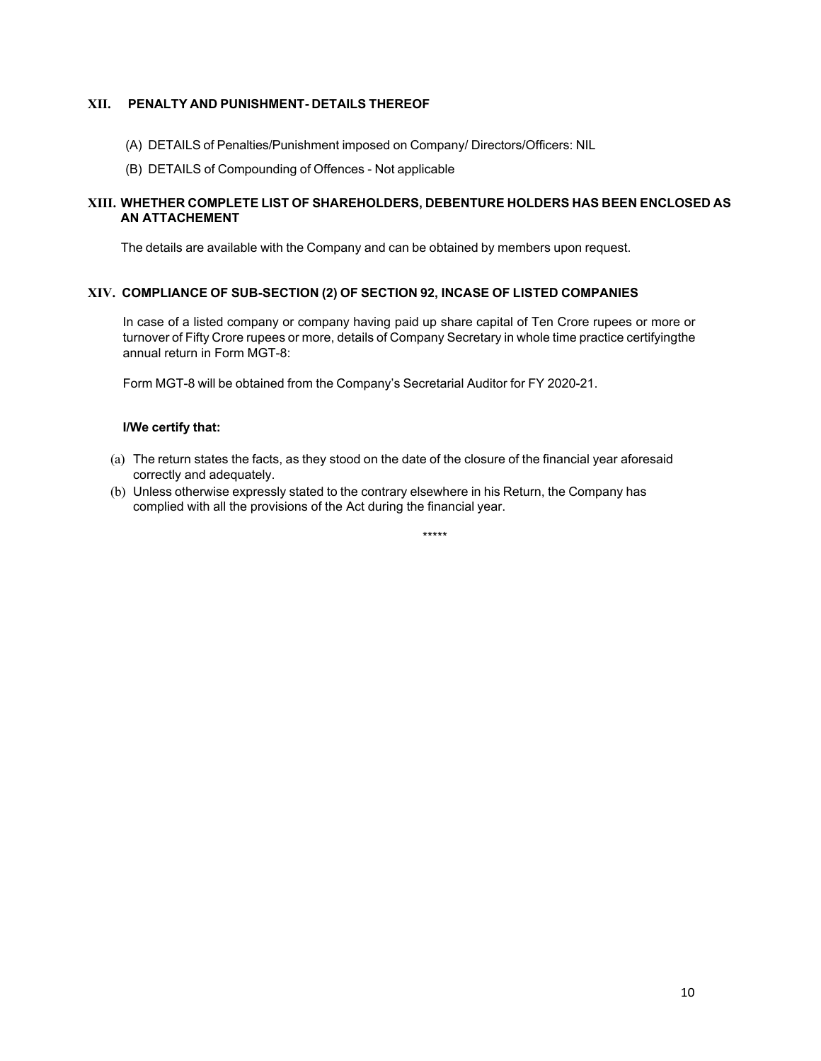## XII. PENALTY AND PUNISHMENT- DETAILS THEREOF

(A) DETAILS of Penalties/Punishment imposed on Company/ Directors/Officers: NIL

(B) DETAILS of Compounding of Offences - Not applicable

## XIII. WHETHER COMPLETE LIST OF SHAREHOLDERS, DEBENTURE HOLDERS HAS BEEN ENCLOSED AS AN ATTACHEMENT

The details are available with the Company and can be obtained by members upon request.

## XIV. COMPLIANCE OF SUB-SECTION (2) OF SECTION 92, INCASE OF LISTED COMPANIES

In case of a listed company or company having paid up share capital of Ten Crore rupees or more or turnover of Fifty Crore rupees or more, details of Company Secretary in whole time practice certifyingthe annual return in Form MGT-8:

Form MGT-8 will be obtained from the Company's Secretarial Auditor for FY 2020-21.

**I/We certify that:**

(a) The return states the facts, as they stood on the date of the closure of the financial year aforesaid correctly and adequately.

(b) Unless otherwise expressly stated to the contrary elsewhere in his Return, the Company has complied with all the provisions of the Act during the financial year.

*****